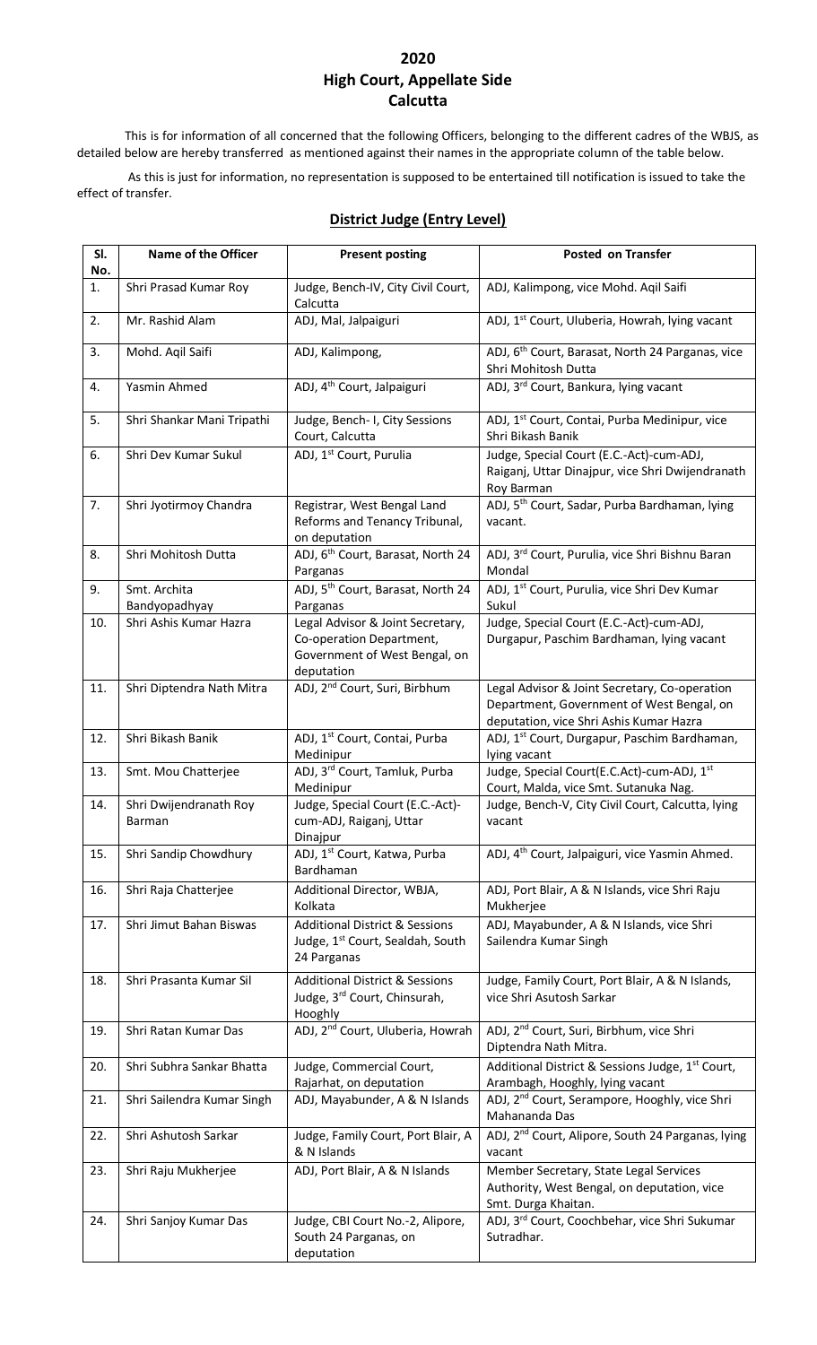# 2020
# High Court, Appellate Side
# Calcutta

This is for information of all concerned that the following Officers, belonging to the different cadres of the WBJS, as detailed below are hereby transferred as mentioned against their names in the appropriate column of the table below.

As this is just for information, no representation is supposed to be entertained till notification is issued to take the effect of transfer.

## District Judge (Entry Level)

| Sl. No. | Name of the Officer | Present posting | Posted on Transfer |
|---|---|---|---|
| 1. | Shri Prasad Kumar Roy | Judge, Bench-IV, City Civil Court, Calcutta | ADJ, Kalimpong, vice Mohd. Aqil Saifi |
| 2. | Mr. Rashid Alam | ADJ, Mal, Jalpaiguri | ADJ, 1st Court, Uluberia, Howrah, lying vacant |
| 3. | Mohd. Aqil Saifi | ADJ, Kalimpong, | ADJ, 6th Court, Barasat, North 24 Parganas, vice Shri Mohitosh Dutta |
| 4. | Yasmin Ahmed | ADJ, 4th Court, Jalpaiguri | ADJ, 3rd Court, Bankura, lying vacant |
| 5. | Shri Shankar Mani Tripathi | Judge, Bench- I, City Sessions Court, Calcutta | ADJ, 1st Court, Contai, Purba Medinipur, vice Shri Bikash Banik |
| 6. | Shri Dev Kumar Sukul | ADJ, 1st Court, Purulia | Judge, Special Court (E.C.-Act)-cum-ADJ, Raiganj, Uttar Dinajpur, vice Shri Dwijendranath Roy Barman |
| 7. | Shri Jyotirmoy Chandra | Registrar, West Bengal Land Reforms and Tenancy Tribunal, on deputation | ADJ, 5th Court, Sadar, Purba Bardhaman, lying vacant. |
| 8. | Shri Mohitosh Dutta | ADJ, 6th Court, Barasat, North 24 Parganas | ADJ, 3rd Court, Purulia, vice Shri Bishnu Baran Mondal |
| 9. | Smt. Archita Bandyopadhyay | ADJ, 5th Court, Barasat, North 24 Parganas | ADJ, 1st Court, Purulia, vice Shri Dev Kumar Sukul |
| 10. | Shri Ashis Kumar Hazra | Legal Advisor & Joint Secretary, Co-operation Department, Government of West Bengal, on deputation | Judge, Special Court (E.C.-Act)-cum-ADJ, Durgapur, Paschim Bardhaman, lying vacant |
| 11. | Shri Diptendra Nath Mitra | ADJ, 2nd Court, Suri, Birbhum | Legal Advisor & Joint Secretary, Co-operation Department, Government of West Bengal, on deputation, vice Shri Ashis Kumar Hazra |
| 12. | Shri Bikash Banik | ADJ, 1st Court, Contai, Purba Medinipur | ADJ, 1st Court, Durgapur, Paschim Bardhaman, lying vacant |
| 13. | Smt. Mou Chatterjee | ADJ, 3rd Court, Tamluk, Purba Medinipur | Judge, Special Court(E.C.Act)-cum-ADJ, 1st Court, Malda, vice Smt. Sutanuka Nag. |
| 14. | Shri Dwijendranath Roy Barman | Judge, Special Court (E.C.-Act)-cum-ADJ, Raiganj, Uttar Dinajpur | Judge, Bench-V, City Civil Court, Calcutta, lying vacant |
| 15. | Shri Sandip Chowdhury | ADJ, 1st Court, Katwa, Purba Bardhaman | ADJ, 4th Court, Jalpaiguri, vice Yasmin Ahmed. |
| 16. | Shri Raja Chatterjee | Additional Director, WBJA, Kolkata | ADJ, Port Blair, A & N Islands, vice Shri Raju Mukherjee |
| 17. | Shri Jimut Bahan Biswas | Additional District & Sessions Judge, 1st Court, Sealdah, South 24 Parganas | ADJ, Mayabunder, A & N Islands, vice Shri Sailendra Kumar Singh |
| 18. | Shri Prasanta Kumar Sil | Additional District & Sessions Judge, 3rd Court, Chinsurah, Hooghly | Judge, Family Court, Port Blair, A & N Islands, vice Shri Asutosh Sarkar |
| 19. | Shri Ratan Kumar Das | ADJ, 2nd Court, Uluberia, Howrah | ADJ, 2nd Court, Suri, Birbhum, vice Shri Diptendra Nath Mitra. |
| 20. | Shri Subhra Sankar Bhatta | Judge, Commercial Court, Rajarhat, on deputation | Additional District & Sessions Judge, 1st Court, Arambagh, Hooghly, lying vacant |
| 21. | Shri Sailendra Kumar Singh | ADJ, Mayabunder, A & N Islands | ADJ, 2nd Court, Serampore, Hooghly, vice Shri Mahananda Das |
| 22. | Shri Ashutosh Sarkar | Judge, Family Court, Port Blair, A & N Islands | ADJ, 2nd Court, Alipore, South 24 Parganas, lying vacant |
| 23. | Shri Raju Mukherjee | ADJ, Port Blair, A & N Islands | Member Secretary, State Legal Services Authority, West Bengal, on deputation, vice Smt. Durga Khaitan. |
| 24. | Shri Sanjoy Kumar Das | Judge, CBI Court No.-2, Alipore, South 24 Parganas, on deputation | ADJ, 3rd Court, Coochbehar, vice Shri Sukumar Sutradhar. |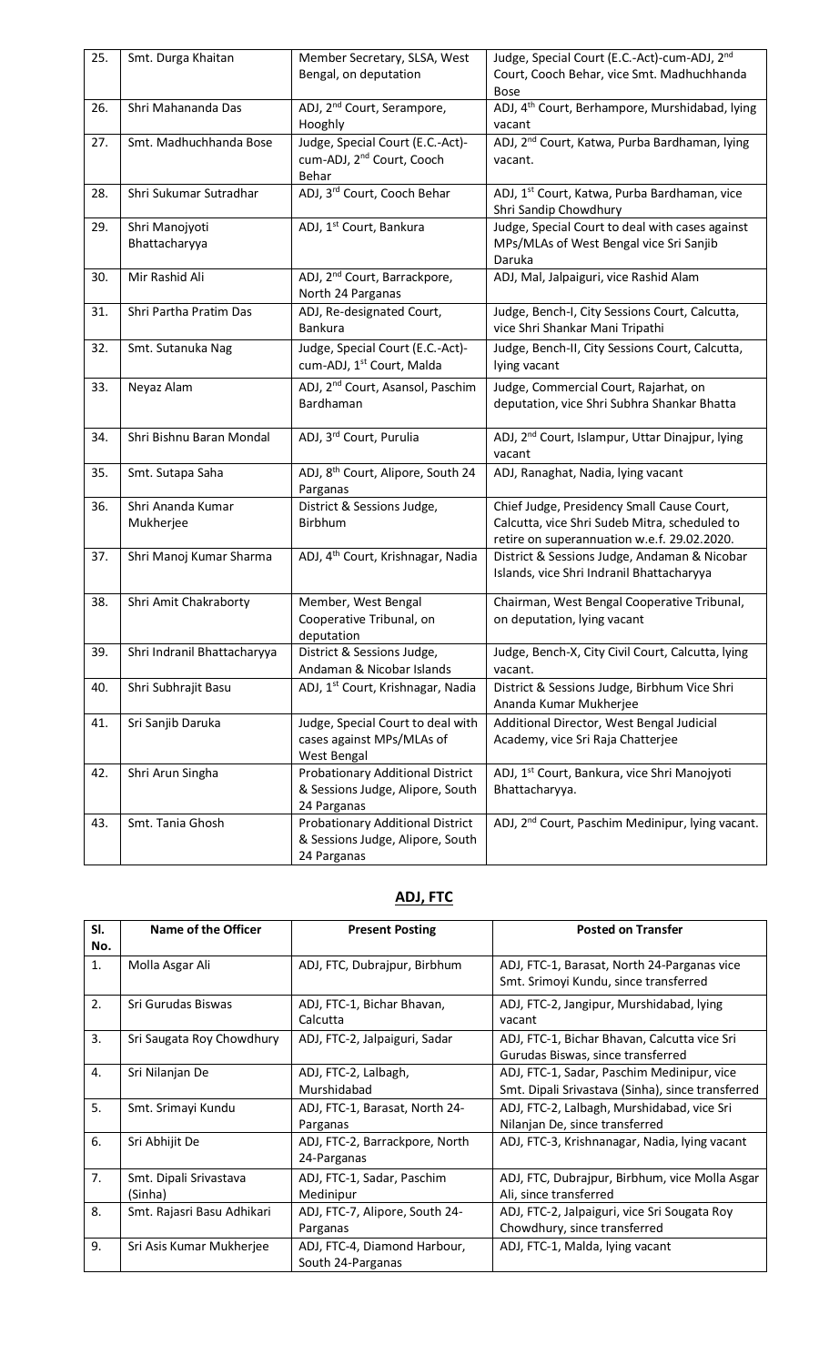| 25. | Smt. Durga Khaitan | Member Secretary, SLSA, West Bengal, on deputation | Judge, Special Court (E.C.-Act)-cum-ADJ, 2nd Court, Cooch Behar, vice Smt. Madhuchhanda Bose |
|---|---|---|---|
| 26. | Shri Mahananda Das | ADJ, 2nd Court, Serampore, Hooghly | ADJ, 4th Court, Berhampore, Murshidabad, lying vacant |
| 27. | Smt. Madhuchhanda Bose | Judge, Special Court (E.C.-Act)-cum-ADJ, 2nd Court, Cooch Behar | ADJ, 2nd Court, Katwa, Purba Bardhaman, lying vacant. |
| 28. | Shri Sukumar Sutradhar | ADJ, 3rd Court, Cooch Behar | ADJ, 1st Court, Katwa, Purba Bardhaman, vice Shri Sandip Chowdhury |
| 29. | Shri Manojyoti Bhattacharyya | ADJ, 1st Court, Bankura | Judge, Special Court to deal with cases against MPs/MLAs of West Bengal vice Sri Sanjib Daruka |
| 30. | Mir Rashid Ali | ADJ, 2nd Court, Barrackpore, North 24 Parganas | ADJ, Mal, Jalpaiguri, vice Rashid Alam |
| 31. | Shri Partha Pratim Das | ADJ, Re-designated Court, Bankura | Judge, Bench-I, City Sessions Court, Calcutta, vice Shri Shankar Mani Tripathi |
| 32. | Smt. Sutanuka Nag | Judge, Special Court (E.C.-Act)-cum-ADJ, 1st Court, Malda | Judge, Bench-II, City Sessions Court, Calcutta, lying vacant |
| 33. | Neyaz Alam | ADJ, 2nd Court, Asansol, Paschim Bardhaman | Judge, Commercial Court, Rajarhat, on deputation, vice Shri Subhra Shankar Bhatta |
| 34. | Shri Bishnu Baran Mondal | ADJ, 3rd Court, Purulia | ADJ, 2nd Court, Islampur, Uttar Dinajpur, lying vacant |
| 35. | Smt. Sutapa Saha | ADJ, 8th Court, Alipore, South 24 Parganas | ADJ, Ranaghat, Nadia, lying vacant |
| 36. | Shri Ananda Kumar Mukherjee | District & Sessions Judge, Birbhum | Chief Judge, Presidency Small Cause Court, Calcutta, vice Shri Sudeb Mitra, scheduled to retire on superannuation w.e.f. 29.02.2020. |
| 37. | Shri Manoj Kumar Sharma | ADJ, 4th Court, Krishnagar, Nadia | District & Sessions Judge, Andaman & Nicobar Islands, vice Shri Indranil Bhattacharyya |
| 38. | Shri Amit Chakraborty | Member, West Bengal Cooperative Tribunal, on deputation | Chairman, West Bengal Cooperative Tribunal, on deputation, lying vacant |
| 39. | Shri Indranil Bhattacharyya | District & Sessions Judge, Andaman & Nicobar Islands | Judge, Bench-X, City Civil Court, Calcutta, lying vacant. |
| 40. | Shri Subhrajit Basu | ADJ, 1st Court, Krishnagar, Nadia | District & Sessions Judge, Birbhum Vice Shri Ananda Kumar Mukherjee |
| 41. | Sri Sanjib Daruka | Judge, Special Court to deal with cases against MPs/MLAs of West Bengal | Additional Director, West Bengal Judicial Academy, vice Sri Raja Chatterjee |
| 42. | Shri Arun Singha | Probationary Additional District & Sessions Judge, Alipore, South 24 Parganas | ADJ, 1st Court, Bankura, vice Shri Manojyoti Bhattacharyya. |
| 43. | Smt. Tania Ghosh | Probationary Additional District & Sessions Judge, Alipore, South 24 Parganas | ADJ, 2nd Court, Paschim Medinipur, lying vacant. |

## ADJ, FTC

| Sl. No. | Name of the Officer | Present Posting | Posted on Transfer |
|---|---|---|---|
| 1. | Molla Asgar Ali | ADJ, FTC, Dubrajpur, Birbhum | ADJ, FTC-1, Barasat, North 24-Parganas vice Smt. Srimoyi Kundu, since transferred |
| 2. | Sri Gurudas Biswas | ADJ, FTC-1, Bichar Bhavan, Calcutta | ADJ, FTC-2, Jangipur, Murshidabad, lying vacant |
| 3. | Sri Saugata Roy Chowdhury | ADJ, FTC-2, Jalpaiguri, Sadar | ADJ, FTC-1, Bichar Bhavan, Calcutta vice Sri Gurudas Biswas, since transferred |
| 4. | Sri Nilanjan De | ADJ, FTC-2, Lalbagh, Murshidabad | ADJ, FTC-1, Sadar, Paschim Medinipur, vice Smt. Dipali Srivastava (Sinha), since transferred |
| 5. | Smt. Srimayi Kundu | ADJ, FTC-1, Barasat, North 24-Parganas | ADJ, FTC-2, Lalbagh, Murshidabad, vice Sri Nilanjan De, since transferred |
| 6. | Sri Abhijit De | ADJ, FTC-2, Barrackpore, North 24-Parganas | ADJ, FTC-3, Krishnanagar, Nadia, lying vacant |
| 7. | Smt. Dipali Srivastava (Sinha) | ADJ, FTC-1, Sadar, Paschim Medinipur | ADJ, FTC, Dubrajpur, Birbhum, vice Molla Asgar Ali, since transferred |
| 8. | Smt. Rajasri Basu Adhikari | ADJ, FTC-7, Alipore, South 24-Parganas | ADJ, FTC-2, Jalpaiguri, vice Sri Sougata Roy Chowdhury, since transferred |
| 9. | Sri Asis Kumar Mukherjee | ADJ, FTC-4, Diamond Harbour, South 24-Parganas | ADJ, FTC-1, Malda, lying vacant |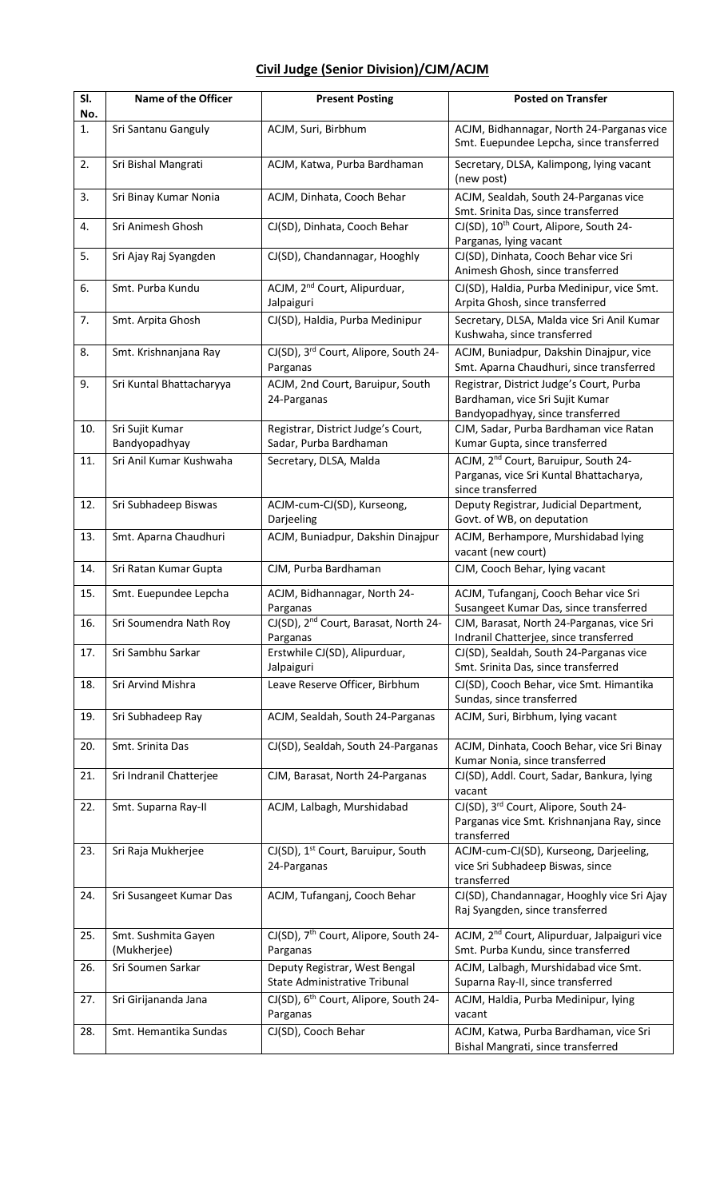## Civil Judge (Senior Division)/CJM/ACJM

| Sl. No. | Name of the Officer | Present Posting | Posted on Transfer |
|---|---|---|---|
| 1. | Sri Santanu Ganguly | ACJM, Suri, Birbhum | ACJM, Bidhannagar, North 24-Parganas vice Smt. Euepundee Lepcha, since transferred |
| 2. | Sri Bishal Mangrati | ACJM, Katwa, Purba Bardhaman | Secretary, DLSA, Kalimpong, lying vacant (new post) |
| 3. | Sri Binay Kumar Nonia | ACJM, Dinhata, Cooch Behar | ACJM, Sealdah, South 24-Parganas vice Smt. Srinita Das, since transferred |
| 4. | Sri Animesh Ghosh | CJ(SD), Dinhata, Cooch Behar | CJ(SD), 10th Court, Alipore, South 24-Parganas, lying vacant |
| 5. | Sri Ajay Raj Syangden | CJ(SD), Chandannagar, Hooghly | CJ(SD), Dinhata, Cooch Behar vice Sri Animesh Ghosh, since transferred |
| 6. | Smt. Purba Kundu | ACJM, 2nd Court, Alipurduar, Jalpaiguri | CJ(SD), Haldia, Purba Medinipur, vice Smt. Arpita Ghosh, since transferred |
| 7. | Smt. Arpita Ghosh | CJ(SD), Haldia, Purba Medinipur | Secretary, DLSA, Malda vice Sri Anil Kumar Kushwaha, since transferred |
| 8. | Smt. Krishnanjana Ray | CJ(SD), 3rd Court, Alipore, South 24-Parganas | ACJM, Buniadpur, Dakshin Dinajpur, vice Smt. Aparna Chaudhuri, since transferred |
| 9. | Sri Kuntal Bhattacharyya | ACJM, 2nd Court, Baruipur, South 24-Parganas | Registrar, District Judge's Court, Purba Bardhaman, vice Sri Sujit Kumar Bandyopadhyay, since transferred |
| 10. | Sri Sujit Kumar Bandyopadhyay | Registrar, District Judge's Court, Sadar, Purba Bardhaman | CJM, Sadar, Purba Bardhaman vice Ratan Kumar Gupta, since transferred |
| 11. | Sri Anil Kumar Kushwaha | Secretary, DLSA, Malda | ACJM, 2nd Court, Baruipur, South 24-Parganas, vice Sri Kuntal Bhattacharya, since transferred |
| 12. | Sri Subhadeep Biswas | ACJM-cum-CJ(SD), Kurseong, Darjeeling | Deputy Registrar, Judicial Department, Govt. of WB, on deputation |
| 13. | Smt. Aparna Chaudhuri | ACJM, Buniadpur, Dakshin Dinajpur | ACJM, Berhampore, Murshidabad lying vacant (new court) |
| 14. | Sri Ratan Kumar Gupta | CJM, Purba Bardhaman | CJM, Cooch Behar, lying vacant |
| 15. | Smt. Euepundee Lepcha | ACJM, Bidhannagar, North 24-Parganas | ACJM, Tufanganj, Cooch Behar vice Sri Susangeet Kumar Das, since transferred |
| 16. | Sri Soumendra Nath Roy | CJ(SD), 2nd Court, Barasat, North 24-Parganas | CJM, Barasat, North 24-Parganas, vice Sri Indranil Chatterjee, since transferred |
| 17. | Sri Sambhu Sarkar | Erstwhile CJ(SD), Alipurduar, Jalpaiguri | CJ(SD), Sealdah, South 24-Parganas vice Smt. Srinita Das, since transferred |
| 18. | Sri Arvind Mishra | Leave Reserve Officer, Birbhum | CJ(SD), Cooch Behar, vice Smt. Himantika Sundas, since transferred |
| 19. | Sri Subhadeep Ray | ACJM, Sealdah, South 24-Parganas | ACJM, Suri, Birbhum, lying vacant |
| 20. | Smt. Srinita Das | CJ(SD), Sealdah, South 24-Parganas | ACJM, Dinhata, Cooch Behar, vice Sri Binay Kumar Nonia, since transferred |
| 21. | Sri Indranil Chatterjee | CJM, Barasat, North 24-Parganas | CJ(SD), Addl. Court, Sadar, Bankura, lying vacant |
| 22. | Smt. Suparna Ray-II | ACJM, Lalbagh, Murshidabad | CJ(SD), 3rd Court, Alipore, South 24-Parganas vice Smt. Krishnanjana Ray, since transferred |
| 23. | Sri Raja Mukherjee | CJ(SD), 1st Court, Baruipur, South 24-Parganas | ACJM-cum-CJ(SD), Kurseong, Darjeeling, vice Sri Subhadeep Biswas, since transferred |
| 24. | Sri Susangeet Kumar Das | ACJM, Tufanganj, Cooch Behar | CJ(SD), Chandannagar, Hooghly vice Sri Ajay Raj Syangden, since transferred |
| 25. | Smt. Sushmita Gayen (Mukherjee) | CJ(SD), 7th Court, Alipore, South 24-Parganas | ACJM, 2nd Court, Alipurduar, Jalpaiguri vice Smt. Purba Kundu, since transferred |
| 26. | Sri Soumen Sarkar | Deputy Registrar, West Bengal State Administrative Tribunal | ACJM, Lalbagh, Murshidabad vice Smt. Suparna Ray-II, since transferred |
| 27. | Sri Girijananda Jana | CJ(SD), 6th Court, Alipore, South 24-Parganas | ACJM, Haldia, Purba Medinipur, lying vacant |
| 28. | Smt. Hemantika Sundas | CJ(SD), Cooch Behar | ACJM, Katwa, Purba Bardhaman, vice Sri Bishal Mangrati, since transferred |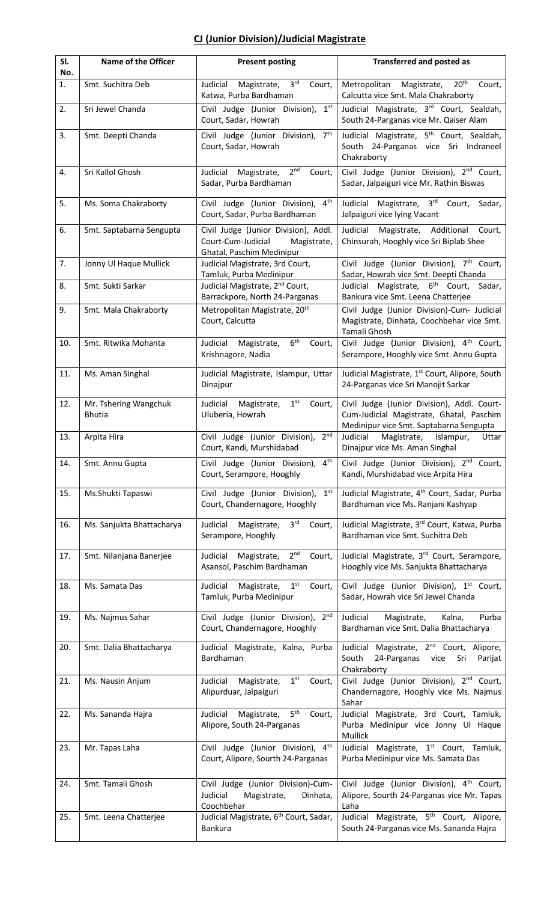**CJ (Junior Division)/Judicial Magistrate**

| Sl. No. | Name of the Officer | Present posting | Transferred and posted as |
|---|---|---|---|
| 1. | Smt. Suchitra Deb | Judicial Magistrate, 3rd Court, Katwa, Purba Bardhaman | Metropolitan Magistrate, 20th Court, Calcutta vice Smt. Mala Chakraborty |
| 2. | Sri Jewel Chanda | Civil Judge (Junior Division), 1st Court, Sadar, Howrah | Judicial Magistrate, 3rd Court, Sealdah, South 24-Parganas vice Mr. Qaiser Alam |
| 3. | Smt. Deepti Chanda | Civil Judge (Junior Division), 7th Court, Sadar, Howrah | Judicial Magistrate, 5th Court, Sealdah, South 24-Parganas vice Sri Indraneel Chakraborty |
| 4. | Sri Kallol Ghosh | Judicial Magistrate, 2nd Court, Sadar, Purba Bardhaman | Civil Judge (Junior Division), 2nd Court, Sadar, Jalpaiguri vice Mr. Rathin Biswas |
| 5. | Ms. Soma Chakraborty | Civil Judge (Junior Division), 4th Court, Sadar, Purba Bardhaman | Judicial Magistrate, 3rd Court, Sadar, Jalpaiguri vice lying Vacant |
| 6. | Smt. Saptabarna Sengupta | Civil Judge (Junior Division), Addl. Court-Cum-Judicial Magistrate, Ghatal, Paschim Medinipur | Judicial Magistrate, Additional Court, Chinsurah, Hooghly vice Sri Biplab Shee |
| 7. | Jonny Ul Haque Mullick | Judicial Magistrate, 3rd Court, Tamluk, Purba Medinipur | Civil Judge (Junior Division), 7th Court, Sadar, Howrah vice Smt. Deepti Chanda |
| 8. | Smt. Sukti Sarkar | Judicial Magistrate, 2nd Court, Barrackpore, North 24-Parganas | Judicial Magistrate, 6th Court, Sadar, Bankura vice Smt. Leena Chatterjee |
| 9. | Smt. Mala Chakraborty | Metropolitan Magistrate, 20th Court, Calcutta | Civil Judge (Junior Division)-Cum- Judicial Magistrate, Dinhata, Coochbehar vice Smt. Tamali Ghosh |
| 10. | Smt. Ritwika Mohanta | Judicial Magistrate, 6th Court, Krishnagore, Nadia | Civil Judge (Junior Division), 4th Court, Serampore, Hooghly vice Smt. Annu Gupta |
| 11. | Ms. Aman Singhal | Judicial Magistrate, Islampur, Uttar Dinajpur | Judicial Magistrate, 1st Court, Alipore, South 24-Parganas vice Sri Manojit Sarkar |
| 12. | Mr. Tshering Wangchuk Bhutia | Judicial Magistrate, 1st Court, Uluberia, Howrah | Civil Judge (Junior Division), Addl. Court-Cum-Judicial Magistrate, Ghatal, Paschim Medinipur vice Smt. Saptabarna Sengupta |
| 13. | Arpita Hira | Civil Judge (Junior Division), 2nd Court, Kandi, Murshidabad | Judicial Magistrate, Islampur, Uttar Dinajpur vice Ms. Aman Singhal |
| 14. | Smt. Annu Gupta | Civil Judge (Junior Division), 4th Court, Serampore, Hooghly | Civil Judge (Junior Division), 2nd Court, Kandi, Murshidabad vice Arpita Hira |
| 15. | Ms.Shukti Tapaswi | Civil Judge (Junior Division), 1st Court, Chandernagore, Hooghly | Judicial Magistrate, 4th Court, Sadar, Purba Bardhaman vice Ms. Ranjani Kashyap |
| 16. | Ms. Sanjukta Bhattacharya | Judicial Magistrate, 3rd Court, Serampore, Hooghly | Judicial Magistrate, 3rd Court, Katwa, Purba Bardhaman vice Smt. Suchitra Deb |
| 17. | Smt. Nilanjana Banerjee | Judicial Magistrate, 2nd Court, Asansol, Paschim Bardhaman | Judicial Magistrate, 3rd Court, Serampore, Hooghly vice Ms. Sanjukta Bhattacharya |
| 18. | Ms. Samata Das | Judicial Magistrate, 1st Court, Tamluk, Purba Medinipur | Civil Judge (Junior Division), 1st Court, Sadar, Howrah vice Sri Jewel Chanda |
| 19. | Ms. Najmus Sahar | Civil Judge (Junior Division), 2nd Court, Chandernagore, Hooghly | Judicial Magistrate, Kalna, Purba Bardhaman vice Smt. Dalia Bhattacharya |
| 20. | Smt. Dalia Bhattacharya | Judicial Magistrate, Kalna, Purba Bardhaman | Judicial Magistrate, 2nd Court, Alipore, South 24-Parganas vice Sri Parijat Chakraborty |
| 21. | Ms. Nausin Anjum | Judicial Magistrate, 1st Court, Alipurduar, Jalpaiguri | Civil Judge (Junior Division), 2nd Court, Chandernagore, Hooghly vice Ms. Najmus Sahar |
| 22. | Ms. Sananda Hajra | Judicial Magistrate, 5th Court, Alipore, South 24-Parganas | Judicial Magistrate, 3rd Court, Tamluk, Purba Medinipur vice Jonny Ul Haque Mullick |
| 23. | Mr. Tapas Laha | Civil Judge (Junior Division), 4th Court, Alipore, Sourth 24-Parganas | Judicial Magistrate, 1st Court, Tamluk, Purba Medinipur vice Ms. Samata Das |
| 24. | Smt. Tamali Ghosh | Civil Judge (Junior Division)-Cum- Judicial Magistrate, Dinhata, Coochbehar | Civil Judge (Junior Division), 4th Court, Alipore, South 24-Parganas vice Mr. Tapas Laha |
| 25. | Smt. Leena Chatterjee | Judicial Magistrate, 6th Court, Sadar, Bankura | Judicial Magistrate, 5th Court, Alipore, South 24-Parganas vice Ms. Sananda Hajra |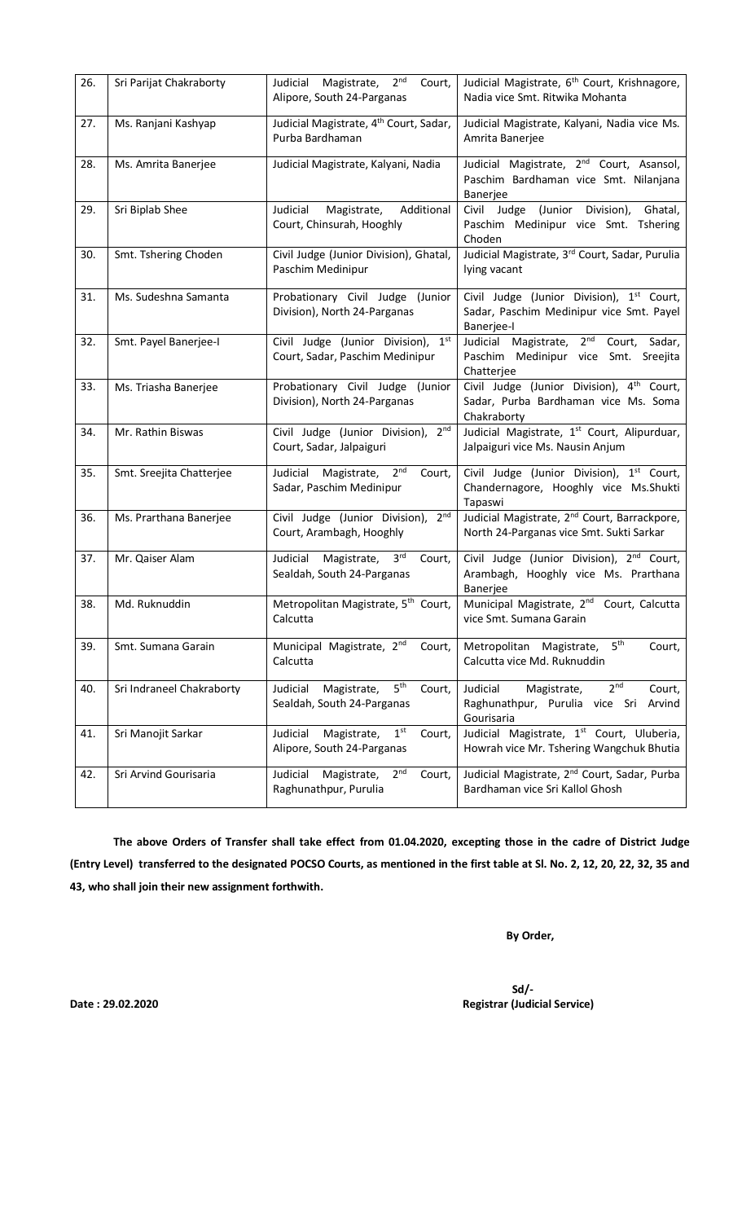| | | | |
|---|---|---|---|
| 26. | Sri Parijat Chakraborty | Judicial Magistrate, 2nd Court, Alipore, South 24-Parganas | Judicial Magistrate, 6th Court, Krishnagore, Nadia vice Smt. Ritwika Mohanta |
| 27. | Ms. Ranjani Kashyap | Judicial Magistrate, 4th Court, Sadar, Purba Bardhaman | Judicial Magistrate, Kalyani, Nadia vice Ms. Amrita Banerjee |
| 28. | Ms. Amrita Banerjee | Judicial Magistrate, Kalyani, Nadia | Judicial Magistrate, 2nd Court, Asansol, Paschim Bardhaman vice Smt. Nilanjana Banerjee |
| 29. | Sri Biplab Shee | Judicial Magistrate, Additional Court, Chinsurah, Hooghly | Civil Judge (Junior Division), Ghatal, Paschim Medinipur vice Smt. Tshering Choden |
| 30. | Smt. Tshering Choden | Civil Judge (Junior Division), Ghatal, Paschim Medinipur | Judicial Magistrate, 3rd Court, Sadar, Purulia lying vacant |
| 31. | Ms. Sudeshna Samanta | Probationary Civil Judge (Junior Division), North 24-Parganas | Civil Judge (Junior Division), 1st Court, Sadar, Paschim Medinipur vice Smt. Payel Banerjee-I |
| 32. | Smt. Payel Banerjee-I | Civil Judge (Junior Division), 1st Court, Sadar, Paschim Medinipur | Judicial Magistrate, 2nd Court, Sadar, Paschim Medinipur vice Smt. Sreejita Chatterjee |
| 33. | Ms. Triasha Banerjee | Probationary Civil Judge (Junior Division), North 24-Parganas | Civil Judge (Junior Division), 4th Court, Sadar, Purba Bardhaman vice Ms. Soma Chakraborty |
| 34. | Mr. Rathin Biswas | Civil Judge (Junior Division), 2nd Court, Sadar, Jalpaiguri | Judicial Magistrate, 1st Court, Alipurduar, Jalpaiguri vice Ms. Nausin Anjum |
| 35. | Smt. Sreejita Chatterjee | Judicial Magistrate, 2nd Court, Sadar, Paschim Medinipur | Civil Judge (Junior Division), 1st Court, Chandernagore, Hooghly vice Ms.Shukti Tapaswi |
| 36. | Ms. Prarthana Banerjee | Civil Judge (Junior Division), 2nd Court, Arambagh, Hooghly | Judicial Magistrate, 2nd Court, Barrackpore, North 24-Parganas vice Smt. Sukti Sarkar |
| 37. | Mr. Qaiser Alam | Judicial Magistrate, 3rd Court, Sealdah, South 24-Parganas | Civil Judge (Junior Division), 2nd Court, Arambagh, Hooghly vice Ms. Prarthana Banerjee |
| 38. | Md. Ruknuddin | Metropolitan Magistrate, 5th Court, Calcutta | Municipal Magistrate, 2nd Court, Calcutta vice Smt. Sumana Garain |
| 39. | Smt. Sumana Garain | Municipal Magistrate, 2nd Court, Calcutta | Metropolitan Magistrate, 5th Court, Calcutta vice Md. Ruknuddin |
| 40. | Sri Indraneel Chakraborty | Judicial Magistrate, 5th Court, Sealdah, South 24-Parganas | Judicial Magistrate, 2nd Court, Raghunathpur, Purulia vice Sri Arvind Gourisaria |
| 41. | Sri Manojit Sarkar | Judicial Magistrate, 1st Court, Alipore, South 24-Parganas | Judicial Magistrate, 1st Court, Uluberia, Howrah vice Mr. Tshering Wangchuk Bhutia |
| 42. | Sri Arvind Gourisaria | Judicial Magistrate, 2nd Court, Raghunathpur, Purulia | Judicial Magistrate, 2nd Court, Sadar, Purba Bardhaman vice Sri Kallol Ghosh |

**The above Orders of Transfer shall take effect from 01.04.2020, excepting those in the cadre of District Judge (Entry Level) transferred to the designated POCSO Courts, as mentioned in the first table at Sl. No. 2, 12, 20, 22, 32, 35 and 43, who shall join their new assignment forthwith.**

**By Order,**

**Sd/-**
**Registrar (Judicial Service)**

**Date : 29.02.2020**